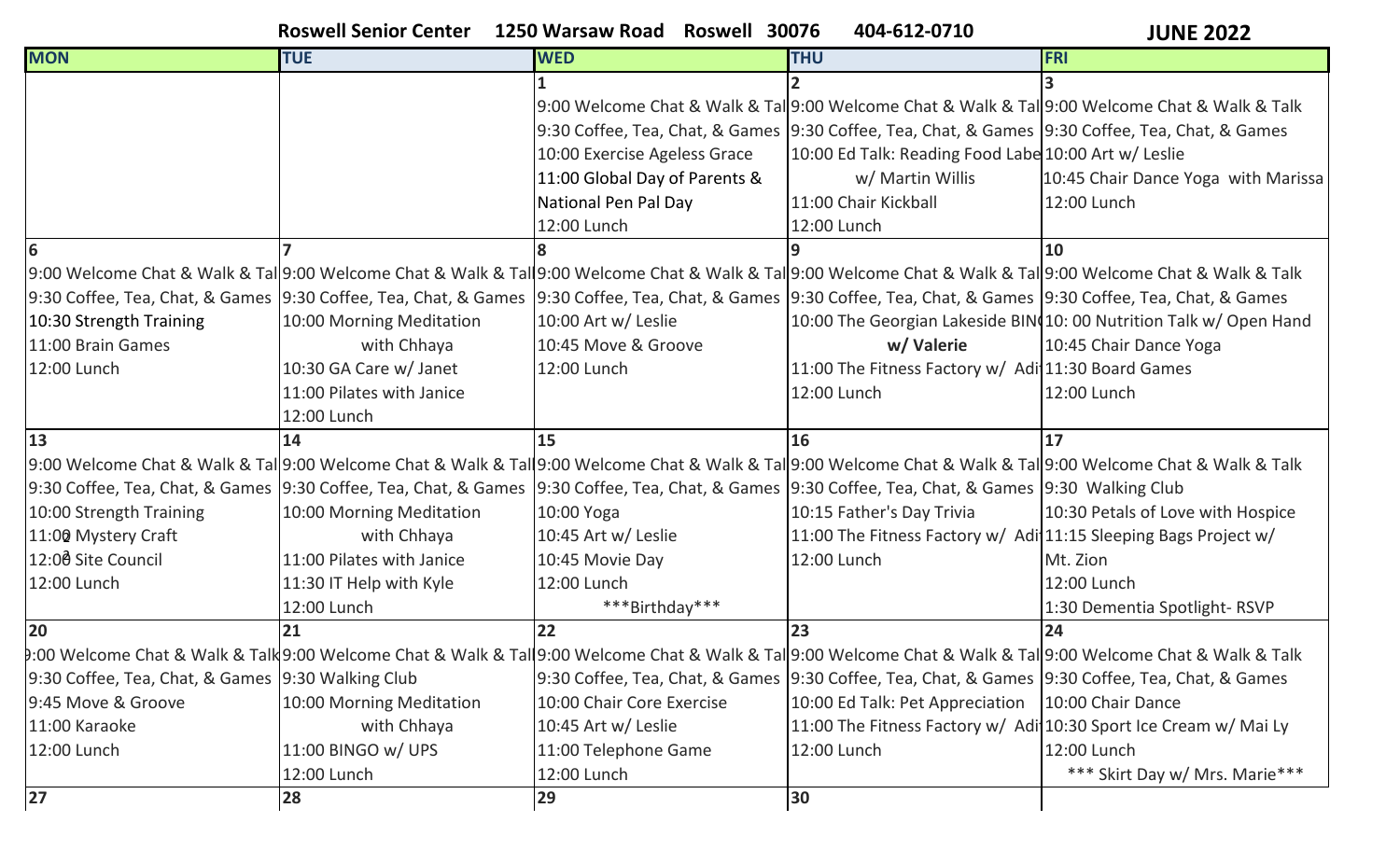**Roswell Senior Center 1250 Warsaw Road Roswell 30076 404-612-0710 JUNE 2022**

| MON | TUE | WED | THU | FRI |
|---|---|---|---|---|
| | | 1<br>9:00 Welcome Chat & Walk & Tal<br>9:30 Coffee, Tea, Chat, & Games<br>10:00 Exercise Ageless Grace<br>11:00 Global Day of Parents & National Pen Pal Day<br>12:00 Lunch | 2<br>9:00 Welcome Chat & Walk & Tal<br>9:30 Coffee, Tea, Chat, & Games<br>10:00 Ed Talk: Reading Food Labe w/ Martin Willis<br>11:00 Chair Kickball<br>12:00 Lunch | 3<br>9:00 Welcome Chat & Walk & Talk<br>9:30 Coffee, Tea, Chat, & Games<br>10:00 Art w/ Leslie<br>10:45 Chair Dance Yoga with Marissa<br>12:00 Lunch |
| 6<br>9:00 Welcome Chat & Walk & Tal<br>9:30 Coffee, Tea, Chat, & Games<br>10:30 Strength Training<br>11:00 Brain Games<br>12:00 Lunch | 7<br>9:00 Welcome Chat & Walk & Tal<br>9:30 Coffee, Tea, Chat, & Games<br>10:00 Morning Meditation with Chhaya<br>10:30 GA Care w/ Janet<br>11:00 Pilates with Janice<br>12:00 Lunch | 8<br>9:00 Welcome Chat & Walk & Tal<br>9:30 Coffee, Tea, Chat, & Games<br>10:00 Art w/ Leslie<br>10:45 Move & Groove<br>12:00 Lunch | 9<br>9:00 Welcome Chat & Walk & Tal<br>9:30 Coffee, Tea, Chat, & Games<br>10:00 The Georgian Lakeside BIN<br>**w/ Valerie**<br>11:00 The Fitness Factory w/ Adi<br>12:00 Lunch | 10<br>9:00 Welcome Chat & Walk & Talk<br>9:30 Coffee, Tea, Chat, & Games<br>10: 00 Nutrition Talk w/ Open Hand<br>10:45 Chair Dance Yoga<br>11:30 Board Games<br>12:00 Lunch |
| 13<br>9:00 Welcome Chat & Walk & Tal<br>9:30 Coffee, Tea, Chat, & Games<br>10:00 Strength Training<br>11:00 Mystery Craft<br>12:00 Site Council<br>12:00 Lunch | 14<br>9:00 Welcome Chat & Walk & Tal<br>9:30 Coffee, Tea, Chat, & Games<br>10:00 Morning Meditation with Chhaya<br>11:00 Pilates with Janice<br>11:30 IT Help with Kyle<br>12:00 Lunch | 15<br>9:00 Welcome Chat & Walk & Tal<br>9:30 Coffee, Tea, Chat, & Games<br>10:00 Yoga<br>10:45 Art w/ Leslie<br>10:45 Movie Day<br>12:00 Lunch<br>***Birthday*** | 16<br>9:00 Welcome Chat & Walk & Tal<br>9:30 Coffee, Tea, Chat, & Games<br>10:15 Father's Day Trivia<br>11:00 The Fitness Factory w/ Adi<br>12:00 Lunch | 17<br>9:00 Welcome Chat & Walk & Talk<br>9:30 Walking Club<br>10:30 Petals of Love with Hospice<br>11:15 Sleeping Bags Project w/ Mt. Zion<br>12:00 Lunch<br>1:30 Dementia Spotlight- RSVP |
| 20<br>9:00 Welcome Chat & Walk & Talk<br>9:30 Coffee, Tea, Chat, & Games<br>9:45 Move & Groove<br>11:00 Karaoke<br>12:00 Lunch | 21<br>9:00 Welcome Chat & Walk & Tal<br>9:30 Walking Club<br>10:00 Morning Meditation with Chhaya<br>11:00 BINGO w/ UPS<br>12:00 Lunch | 22<br>9:00 Welcome Chat & Walk & Tal<br>9:30 Coffee, Tea, Chat, & Games<br>10:00 Chair Core Exercise<br>10:45 Art w/ Leslie<br>11:00 Telephone Game<br>12:00 Lunch | 23<br>9:00 Welcome Chat & Walk & Tal<br>9:30 Coffee, Tea, Chat, & Games<br>10:00 Ed Talk: Pet Appreciation<br>11:00 The Fitness Factory w/ Adi<br>12:00 Lunch | 24<br>9:00 Welcome Chat & Walk & Talk<br>9:30 Coffee, Tea, Chat, & Games<br>10:00 Chair Dance<br>10:30 Sport Ice Cream w/ Mai Ly<br>12:00 Lunch<br>*** Skirt Day w/ Mrs. Marie*** |
| 27 | 28 | 29 | 30 | |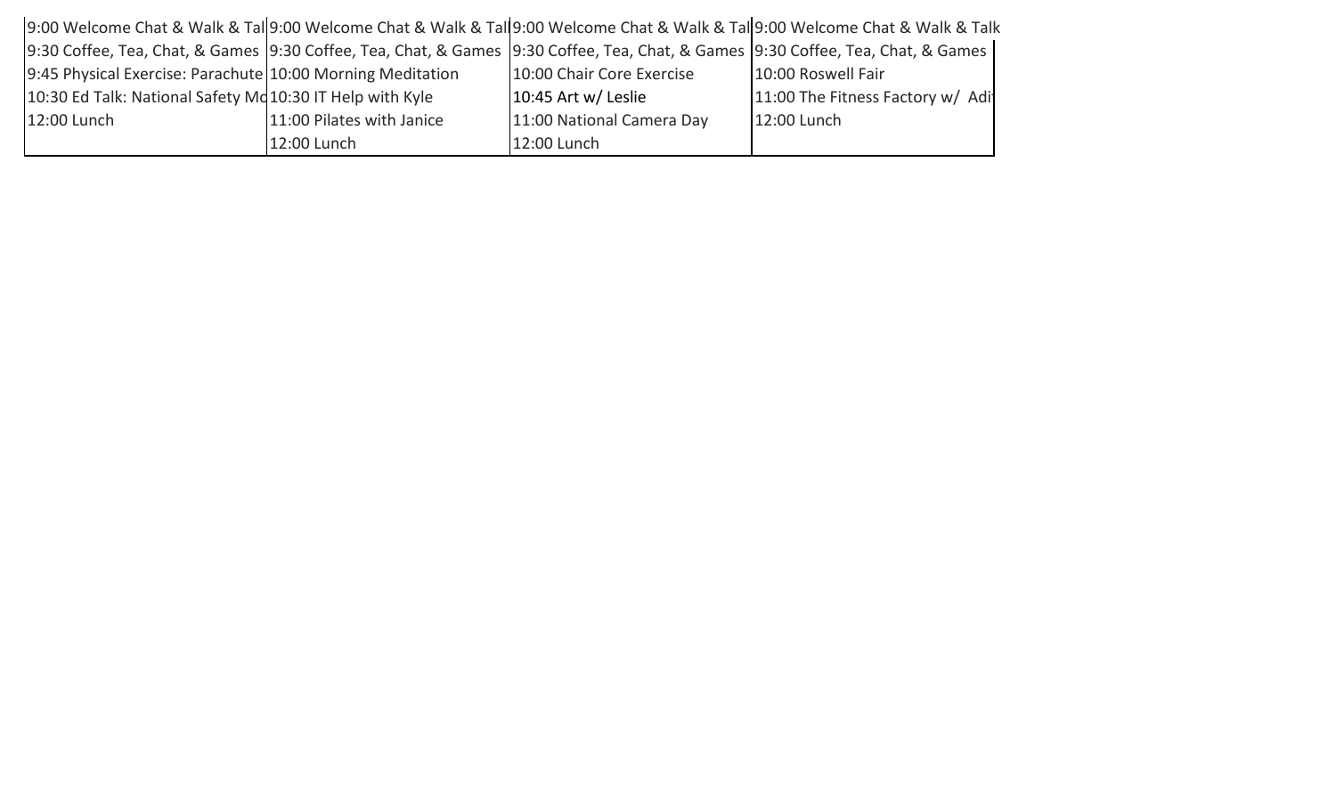| | | | |
|---|---|---|---|
| 9:00 Welcome Chat & Walk & Tal | 9:00 Welcome Chat & Walk & Tal | 9:00 Welcome Chat & Walk & Tal | 9:00 Welcome Chat & Walk & Talk |
| 9:30 Coffee, Tea, Chat, & Games | 9:30 Coffee, Tea, Chat, & Games | 9:30 Coffee, Tea, Chat, & Games | 9:30 Coffee, Tea, Chat, & Games |
| 9:45 Physical Exercise: Parachute | 10:00 Morning Meditation | 10:00 Chair Core Exercise | 10:00 Roswell Fair |
| 10:30 Ed Talk: National Safety Mo | 10:30 IT Help with Kyle | 10:45 Art w/ Leslie | 11:00 The Fitness Factory w/ Adi |
| 12:00 Lunch | 11:00 Pilates with Janice | 11:00 National Camera Day | 12:00 Lunch |
| | 12:00 Lunch | 12:00 Lunch | |